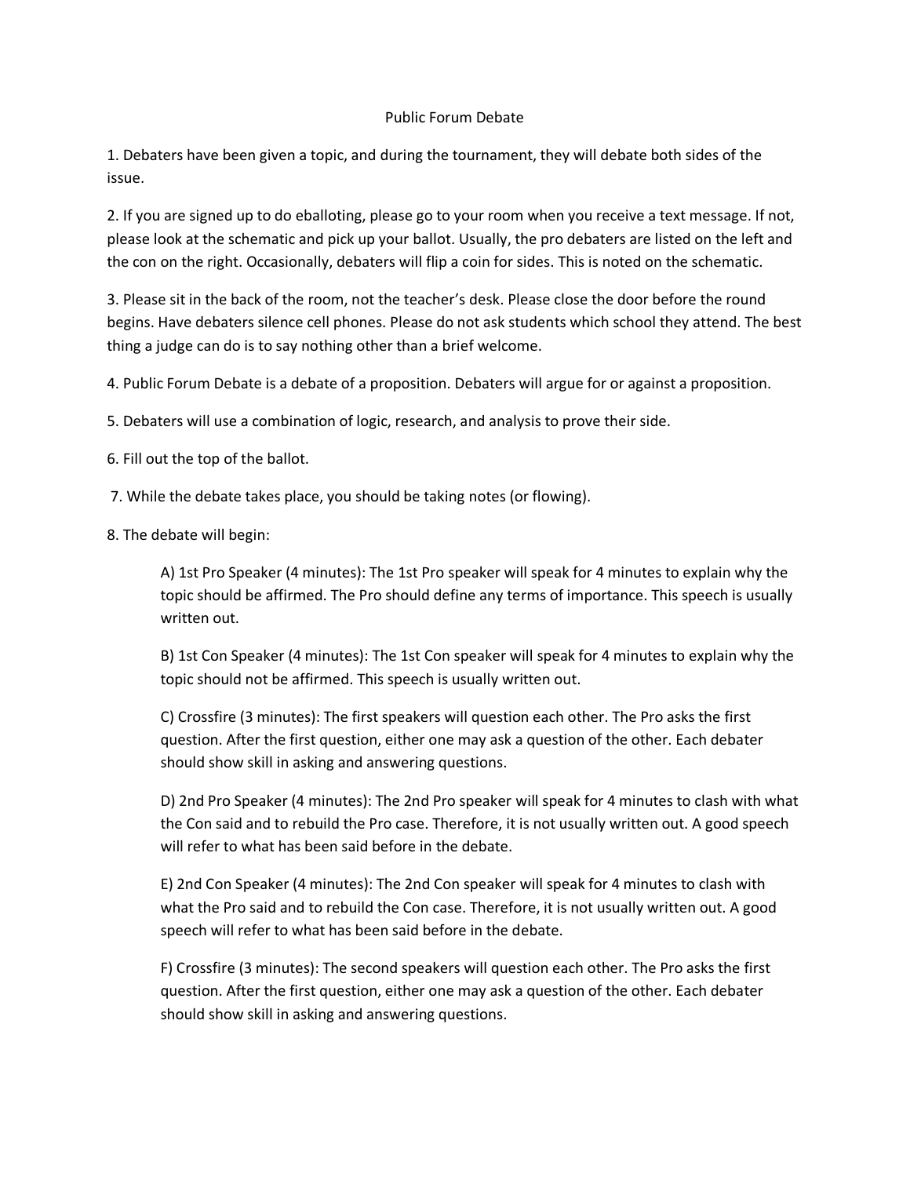# Public Forum Debate

1. Debaters have been given a topic, and during the tournament, they will debate both sides of the issue.

2. If you are signed up to do eballoting, please go to your room when you receive a text message. If not, please look at the schematic and pick up your ballot. Usually, the pro debaters are listed on the left and the con on the right. Occasionally, debaters will flip a coin for sides. This is noted on the schematic.

3. Please sit in the back of the room, not the teacher's desk. Please close the door before the round begins. Have debaters silence cell phones. Please do not ask students which school they attend. The best thing a judge can do is to say nothing other than a brief welcome.

4. Public Forum Debate is a debate of a proposition. Debaters will argue for or against a proposition.

5. Debaters will use a combination of logic, research, and analysis to prove their side.

6. Fill out the top of the ballot.

7. While the debate takes place, you should be taking notes (or flowing).

8. The debate will begin:

   A) 1st Pro Speaker (4 minutes): The 1st Pro speaker will speak for 4 minutes to explain why the topic should be affirmed. The Pro should define any terms of importance. This speech is usually written out.

   B) 1st Con Speaker (4 minutes): The 1st Con speaker will speak for 4 minutes to explain why the topic should not be affirmed. This speech is usually written out.

   C) Crossfire (3 minutes): The first speakers will question each other. The Pro asks the first question. After the first question, either one may ask a question of the other. Each debater should show skill in asking and answering questions.

   D) 2nd Pro Speaker (4 minutes): The 2nd Pro speaker will speak for 4 minutes to clash with what the Con said and to rebuild the Pro case. Therefore, it is not usually written out. A good speech will refer to what has been said before in the debate.

   E) 2nd Con Speaker (4 minutes): The 2nd Con speaker will speak for 4 minutes to clash with what the Pro said and to rebuild the Con case. Therefore, it is not usually written out. A good speech will refer to what has been said before in the debate.

   F) Crossfire (3 minutes): The second speakers will question each other. The Pro asks the first question. After the first question, either one may ask a question of the other. Each debater should show skill in asking and answering questions.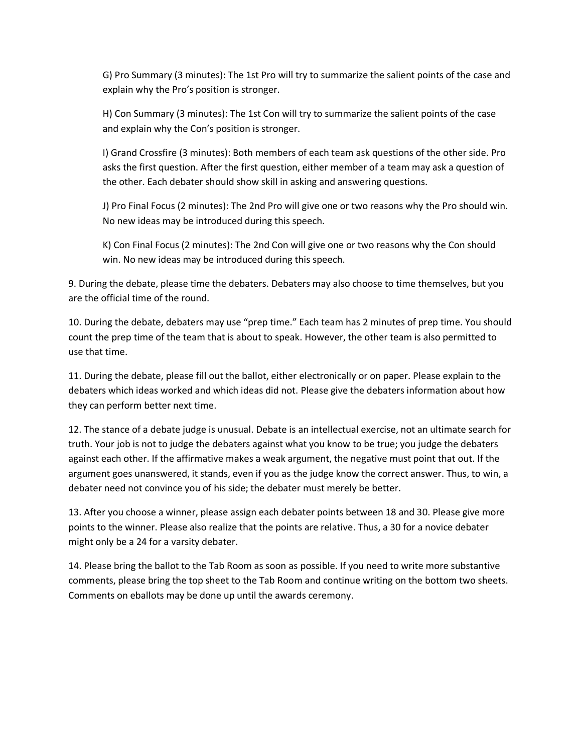G) Pro Summary (3 minutes): The 1st Pro will try to summarize the salient points of the case and explain why the Pro's position is stronger.

H) Con Summary (3 minutes): The 1st Con will try to summarize the salient points of the case and explain why the Con's position is stronger.

I) Grand Crossfire (3 minutes): Both members of each team ask questions of the other side. Pro asks the first question. After the first question, either member of a team may ask a question of the other. Each debater should show skill in asking and answering questions.

J) Pro Final Focus (2 minutes): The 2nd Pro will give one or two reasons why the Pro should win. No new ideas may be introduced during this speech.

K) Con Final Focus (2 minutes): The 2nd Con will give one or two reasons why the Con should win. No new ideas may be introduced during this speech.

9. During the debate, please time the debaters. Debaters may also choose to time themselves, but you are the official time of the round.

10. During the debate, debaters may use "prep time." Each team has 2 minutes of prep time. You should count the prep time of the team that is about to speak. However, the other team is also permitted to use that time.

11. During the debate, please fill out the ballot, either electronically or on paper. Please explain to the debaters which ideas worked and which ideas did not. Please give the debaters information about how they can perform better next time.

12. The stance of a debate judge is unusual. Debate is an intellectual exercise, not an ultimate search for truth. Your job is not to judge the debaters against what you know to be true; you judge the debaters against each other. If the affirmative makes a weak argument, the negative must point that out. If the argument goes unanswered, it stands, even if you as the judge know the correct answer. Thus, to win, a debater need not convince you of his side; the debater must merely be better.

13. After you choose a winner, please assign each debater points between 18 and 30. Please give more points to the winner. Please also realize that the points are relative. Thus, a 30 for a novice debater might only be a 24 for a varsity debater.

14. Please bring the ballot to the Tab Room as soon as possible. If you need to write more substantive comments, please bring the top sheet to the Tab Room and continue writing on the bottom two sheets. Comments on eballots may be done up until the awards ceremony.